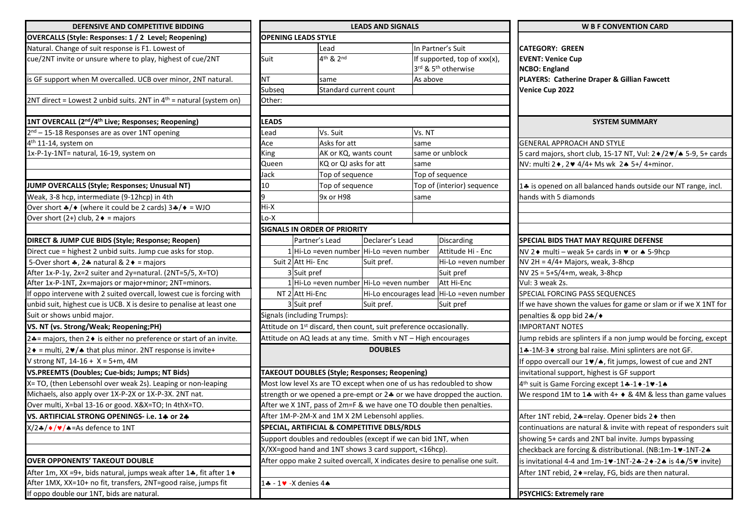## DEFENSIVE AND COMPETITIVE BIDDING

**OVERCALLS (Style: Responses: 1 / 2 Level; Reopening)**

Natural. Change of suit response is F1. Lowest of cue/2NT invite or unsure where to play, highest of cue/2NT is GF support when M overcalled. UCB over minor, 2NT natural.

2NT direct = Lowest 2 unbid suits. 2NT in 4th = natural (system on)

**1NT OVERCALL (2nd/4th Live; Responses; Reopening)**

2nd – 15-18 Responses are as over 1NT opening

4th 11-14, system on

1x-P-1y-1NT= natural, 16-19, system on

**JUMP OVERCALLS (Style; Responses; Unusual NT)**

Weak, 3-8 hcp, intermediate (9-12hcp) in 4th

Over short ♣/♦ (where it could be 2 cards) 3♣/♦ = WJO

Over short (2+) club, 2♦ = majors

**DIRECT & JUMP CUE BIDS (Style; Response; Reopen)**

Direct cue = highest 2 unbid suits. Jump cue asks for stop.

5-Over short ♣, 2♣ natural & 2♦ = majors

After 1x-P-1y, 2x=2 suiter and 2y=natural. (2NT=5/5, X=TO)

After 1x-P-1NT, 2x=majors or major+minor; 2NT=minors.

If oppo intervene with 2 suited overcall, lowest cue is forcing with unbid suit, highest cue is UCB. X is desire to penalise at least one Suit or shows unbid major.

**VS. NT (vs. Strong/Weak; Reopening;PH)**

2♣= majors, then 2♦ is either no preference or start of an invite.

2♦ = multi, 2♥/♠ that plus minor. 2NT response is invite+

V strong NT, 14-16 + X = 5+m, 4M

**VS.PREEMTS (Doubles; Cue-bids; Jumps; NT Bids)**

X= TO, (then Lebensohl over weak 2s). Leaping or non-leaping Michaels, also apply over 1X-P-2X or 1X-P-3X. 2NT nat.

Over multi, X=bal 13-16 or good. X&X=TO; In 4thX=TO.

**VS. ARTIFICIAL STRONG OPENINGS- i.e. 1♣ or 2♣**

X/2♣/♦/♥/♠=As defence to 1NT

**OVER OPPONENTS' TAKEOUT DOUBLE**

After 1m, XX =9+, bids natural, jumps weak after 1♣, fit after 1♦

After 1MX, XX=10+ no fit, transfers, 2NT=good raise, jumps fit

If oppo double our 1NT, bids are natural.

## LEADS AND SIGNALS

**OPENING LEADS STYLE**

| | Lead | In Partner's Suit |
|---|---|---|
| Suit | 4th & 2nd | If supported, top of xxx(x), 3rd & 5th otherwise |
| NT | same | As above |
| Subseq | Standard current count | |
| Other: | | |

**LEADS**

| Lead | Vs. Suit | Vs. NT |
|---|---|---|
| Ace | Asks for att | same |
| King | AK or KQ, wants count | same or unblock |
| Queen | KQ or QJ asks for att | same |
| Jack | Top of sequence | Top of sequence |
| 10 | Top of sequence | Top of (interior) sequence |
| 9 | 9x or H98 | same |
| Hi-X | | |
| Lo-X | | |

**SIGNALS IN ORDER OF PRIORITY**

| | | Partner's Lead | Declarer's Lead | Discarding |
|---|---|---|---|---|
| Suit | 1 | Hi-Lo =even number | Hi-Lo =even number | Attitude Hi - Enc |
| | 2 | Att Hi- Enc | Suit pref. | Hi-Lo =even number |
| | 3 | Suit pref | | Suit pref |
| NT | 1 | Hi-Lo =even number | Hi-Lo =even number | Att Hi-Enc |
| | 2 | Att Hi-Enc | Hi-Lo encourages lead | Hi-Lo =even number |
| | 3 | Suit pref | Suit pref. | Suit pref |

Signals (including Trumps):

Attitude on 1st discard, then count, suit preference occasionally.

Attitude on AQ leads at any time. Smith v NT – High encourages

## DOUBLES

**TAKEOUT DOUBLES (Style; Responses; Reopening)**

Most low level Xs are TO except when one of us has redoubled to show strength or we have opened a pre-empt or 2♣ or we have dropped the auction.

After we X 1NT, pass of 2m=F & we have one TO double then penalties.

After 1M-P-2M-X and 1M X 2M Lebensohl applies.

**SPECIAL, ARTIFICIAL & COMPETITIVE DBLS/RDLS**

Support doubles and redoubles (except if we can bid 1NT, when X/XX=good hand and 1NT shows 3 card support, <16hcp).

After oppo make 2 suited overcall, X indicates desire to penalise one suit.

1♣ - 1♥ -X denies 4♠

## W B F CONVENTION CARD

**CATEGORY: GREEN**
**EVENT: Venice Cup**
**NCBO: England**
**PLAYERS: Catherine Draper & Gillian Fawcett**
**Venice Cup 2022**

## SYSTEM SUMMARY

GENERAL APPROACH AND STYLE

5 card majors, short club, 15-17 NT, Vul: 2♦/2♥/♠ 5-9, 5+ cards

NV: multi 2♦, 2♥ 4/4+ Ms wk 2♠ 5+/ 4+minor.

1♣ is opened on all balanced hands outside our NT range, incl. hands with 5 diamonds

**SPECIAL BIDS THAT MAY REQUIRE DEFENSE**

NV 2♦ multi – weak 5+ cards in ♥ or ♠ 5-9hcp

NV 2H = 4/4+ Majors, weak, 3-8hcp

NV 2S = 5+S/4+m, weak, 3-8hcp

Vul: 3 weak 2s.

SPECIAL FORCING PASS SEQUENCES

If we have shown the values for game or slam or if we X 1NT for penalties & opp bid 2♣/♦

IMPORTANT NOTES

Jump rebids are splinters if a non jump would be forcing, except 1♣-1M-3♦ strong bal raise. Mini splinters are not GF.

If oppo overcall our 1♥/♠, fit jumps, lowest of cue and 2NT invitational support, highest is GF support

4th suit is Game Forcing except 1♣-1♦-1♥-1♠

We respond 1M to 1♣ with 4+ ♦ & 4M & less than game values

After 1NT rebid, 2♣=relay. Opener bids 2♦ then continuations are natural & invite with repeat of responders suit showing 5+ cards and 2NT bal invite. Jumps bypassing checkback are forcing & distributional. (NB:1m-1♥-1NT-2♠ is invitational 4-4 and 1m-1♥-1NT-2♣-2♦-2♠ is 4♠/5♥ invite)

After 1NT rebid, 2♦=relay, FG, bids are then natural.

**PSYCHICS: Extremely rare**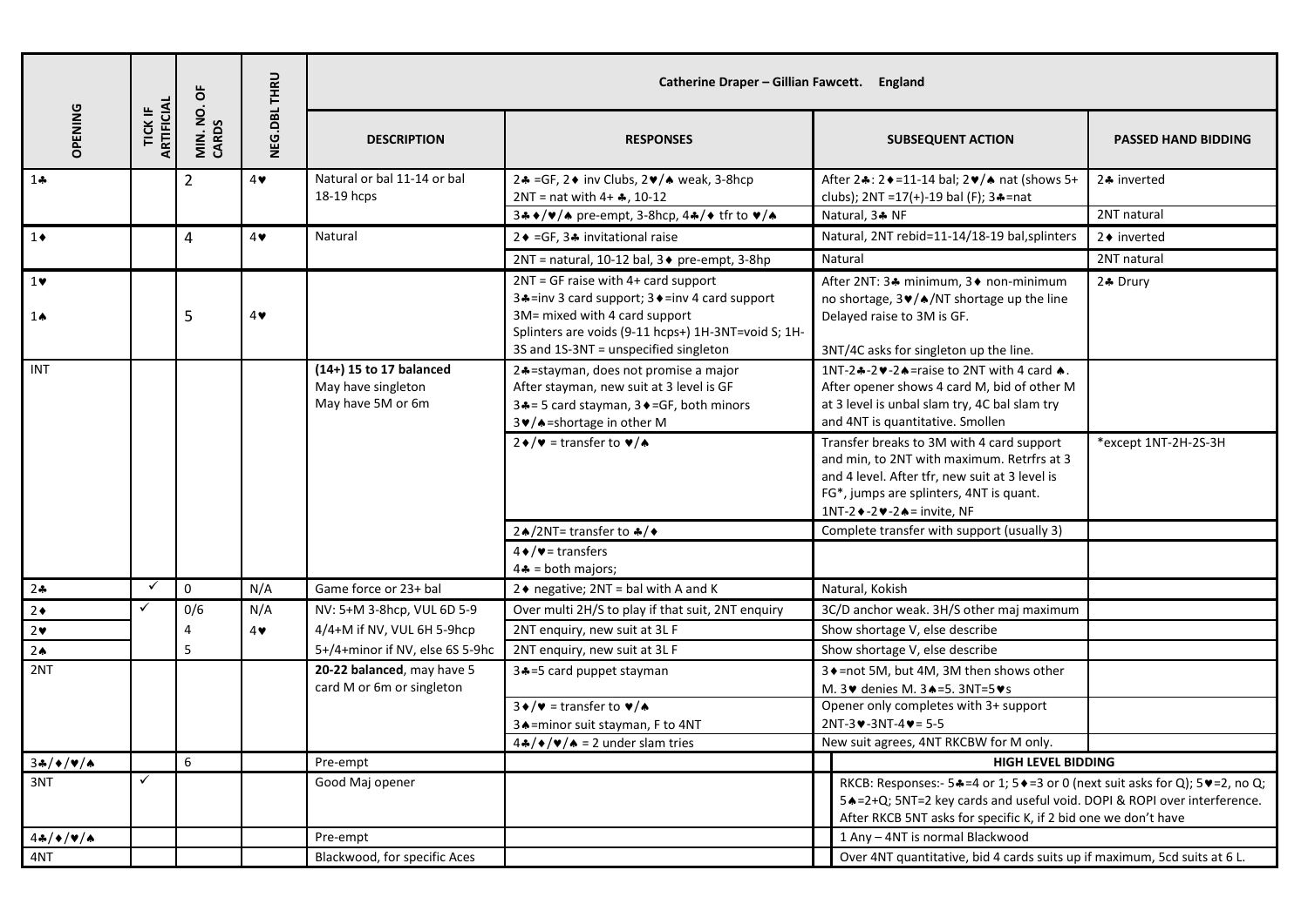| OPENING | TICK IF ARTIFICIAL | MIN. NO. OF CARDS | NEG.DBL THRU | Catherine Draper – Gillian Fawcett. England | | | |
|---|---|---|---|---|---|---|---|
| | | | | **DESCRIPTION** | **RESPONSES** | **SUBSEQUENT ACTION** | **PASSED HAND BIDDING** |
| 1♣ | | 2 | 4♥ | Natural or bal 11-14 or bal 18-19 hcps | 2♣ =GF, 2♦ inv Clubs, 2♥/♠ weak, 3-8hcp<br>2NT = nat with 4+ ♣, 10-12 | After 2♣: 2♦=11-14 bal; 2♥/♠ nat (shows 5+ clubs); 2NT =17(+)-19 bal (F); 3♣=nat | 2♣ inverted |
| | | | | | 3♣♦/♥/♠ pre-empt, 3-8hcp, 4♣/♦ tfr to ♥/♠ | Natural, 3♣ NF | 2NT natural |
| 1♦ | | 4 | 4♥ | Natural | 2♦ =GF, 3♣ invitational raise | Natural, 2NT rebid=11-14/18-19 bal,splinters | 2♦ inverted |
| | | | | | 2NT = natural, 10-12 bal, 3♦ pre-empt, 3-8hp | Natural | 2NT natural |
| 1♥<br>1♠ | | 5 | 4♥ | | 2NT = GF raise with 4+ card support<br>3♣=inv 3 card support; 3♦=inv 4 card support<br>3M= mixed with 4 card support<br>Splinters are voids (9-11 hcps+) 1H-3NT=void S; 1H-3S and 1S-3NT = unspecified singleton | After 2NT: 3♣ minimum, 3♦ non-minimum no shortage, 3♥/♠/NT shortage up the line<br>Delayed raise to 3M is GF.<br>3NT/4C asks for singleton up the line. | 2♣ Drury |
| INT | | | | **(14+) 15 to 17 balanced**<br>May have singleton<br>May have 5M or 6m | 2♣=stayman, does not promise a major<br>After stayman, new suit at 3 level is GF<br>3♣= 5 card stayman, 3♦=GF, both minors<br>3♥/♠=shortage in other M | 1NT-2♣-2♥-2♠=raise to 2NT with 4 card ♠.<br>After opener shows 4 card M, bid of other M at 3 level is unbal slam try, 4C bal slam try and 4NT is quantitative. Smollen | |
| | | | | | 2♦/♥ = transfer to ♥/♠ | Transfer breaks to 3M with 4 card support and min, to 2NT with maximum. Retrfrs at 3 and 4 level. After tfr, new suit at 3 level is FG*, jumps are splinters, 4NT is quant.<br>1NT-2♦-2♥-2♠= invite, NF | *except 1NT-2H-2S-3H |
| | | | | | 2♠/2NT= transfer to ♣/♦ | Complete transfer with support (usually 3) | |
| | | | | | 4♦/♥= transfers<br>4♣ = both majors; | | |
| 2♣ | ✓ | 0 | N/A | Game force or 23+ bal | 2♦ negative; 2NT = bal with A and K | Natural, Kokish | |
| 2♦ | ✓ | 0/6 | N/A | NV: 5+M 3-8hcp, VUL 6D 5-9 | Over multi 2H/S to play if that suit, 2NT enquiry | 3C/D anchor weak. 3H/S other maj maximum | |
| 2♥ | | 4 | 4♥ | 4/4+M if NV, VUL 6H 5-9hcp | 2NT enquiry, new suit at 3L F | Show shortage V, else describe | |
| 2♠ | | 5 | | 5+/4+minor if NV, else 6S 5-9hc | 2NT enquiry, new suit at 3L F | Show shortage V, else describe | |
| 2NT | | | | **20-22 balanced**, may have 5 card M or 6m or singleton | 3♣=5 card puppet stayman | 3♦=not 5M, but 4M, 3M then shows other M. 3♥ denies M. 3♠=5. 3NT=5♥s | |
| | | | | | 3♦/♥ = transfer to ♥/♠<br>3♠=minor suit stayman, F to 4NT | Opener only completes with 3+ support<br>2NT-3♥-3NT-4♥= 5-5 | |
| | | | | | 4♣/♦/♥/♠ = 2 under slam tries | New suit agrees, 4NT RKCBW for M only. | |
| 3♣/♦/♥/♠ | | 6 | | Pre-empt | | **HIGH LEVEL BIDDING** | |
| 3NT | ✓ | | | Good Maj opener | | RKCB: Responses:- 5♣=4 or 1; 5♦=3 or 0 (next suit asks for Q); 5♥=2, no Q; 5♠=2+Q; 5NT=2 key cards and useful void. DOPI & ROPI over interference. After RKCB 5NT asks for specific K, if 2 bid one we don't have | |
| 4♣/♦/♥/♠ | | | | Pre-empt | | 1 Any – 4NT is normal Blackwood | |
| 4NT | | | | Blackwood, for specific Aces | | Over 4NT quantitative, bid 4 cards suits up if maximum, 5cd suits at 6 L. | |